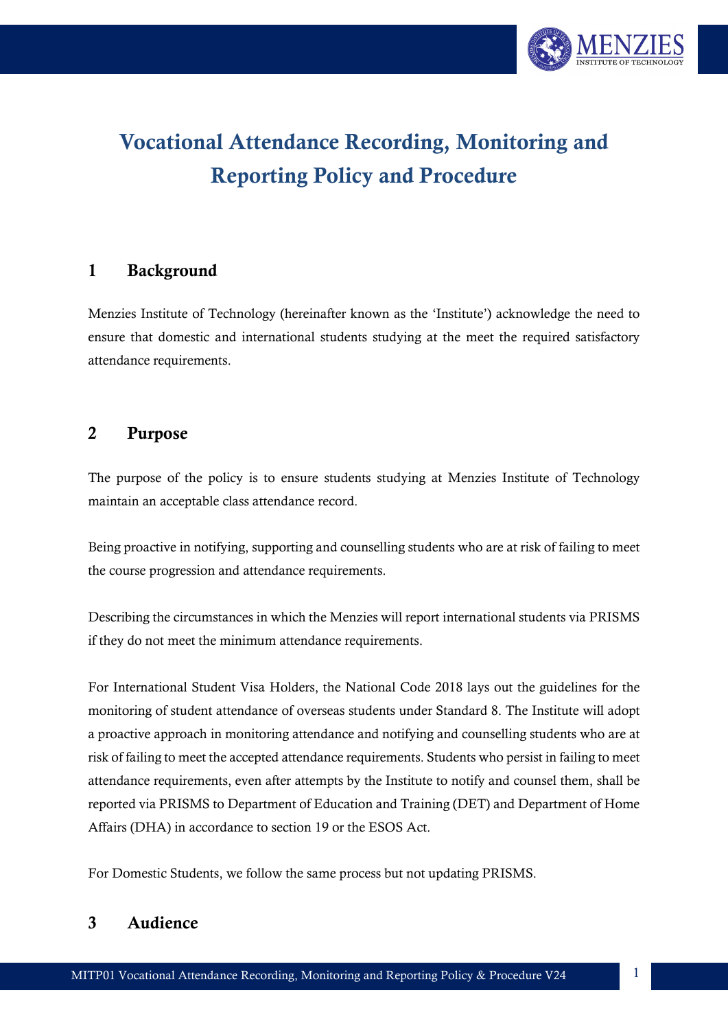# Vocational Attendance Recording, Monitoring and Reporting Policy and Procedure

## 1 Background

Menzies Institute of Technology (hereinafter known as the 'Institute') acknowledge the need to ensure that domestic and international students studying at the meet the required satisfactory attendance requirements.

## 2 Purpose

The purpose of the policy is to ensure students studying at Menzies Institute of Technology maintain an acceptable class attendance record.

Being proactive in notifying, supporting and counselling students who are at risk of failing to meet the course progression and attendance requirements.

Describing the circumstances in which the Menzies will report international students via PRISMS if they do not meet the minimum attendance requirements.

For International Student Visa Holders, the National Code 2018 lays out the guidelines for the monitoring of student attendance of overseas students under Standard 8. The Institute will adopt a proactive approach in monitoring attendance and notifying and counselling students who are at risk of failing to meet the accepted attendance requirements. Students who persist in failing to meet attendance requirements, even after attempts by the Institute to notify and counsel them, shall be reported via PRISMS to Department of Education and Training (DET) and Department of Home Affairs (DHA) in accordance to section 19 or the ESOS Act.

For Domestic Students, we follow the same process but not updating PRISMS.

## 3 Audience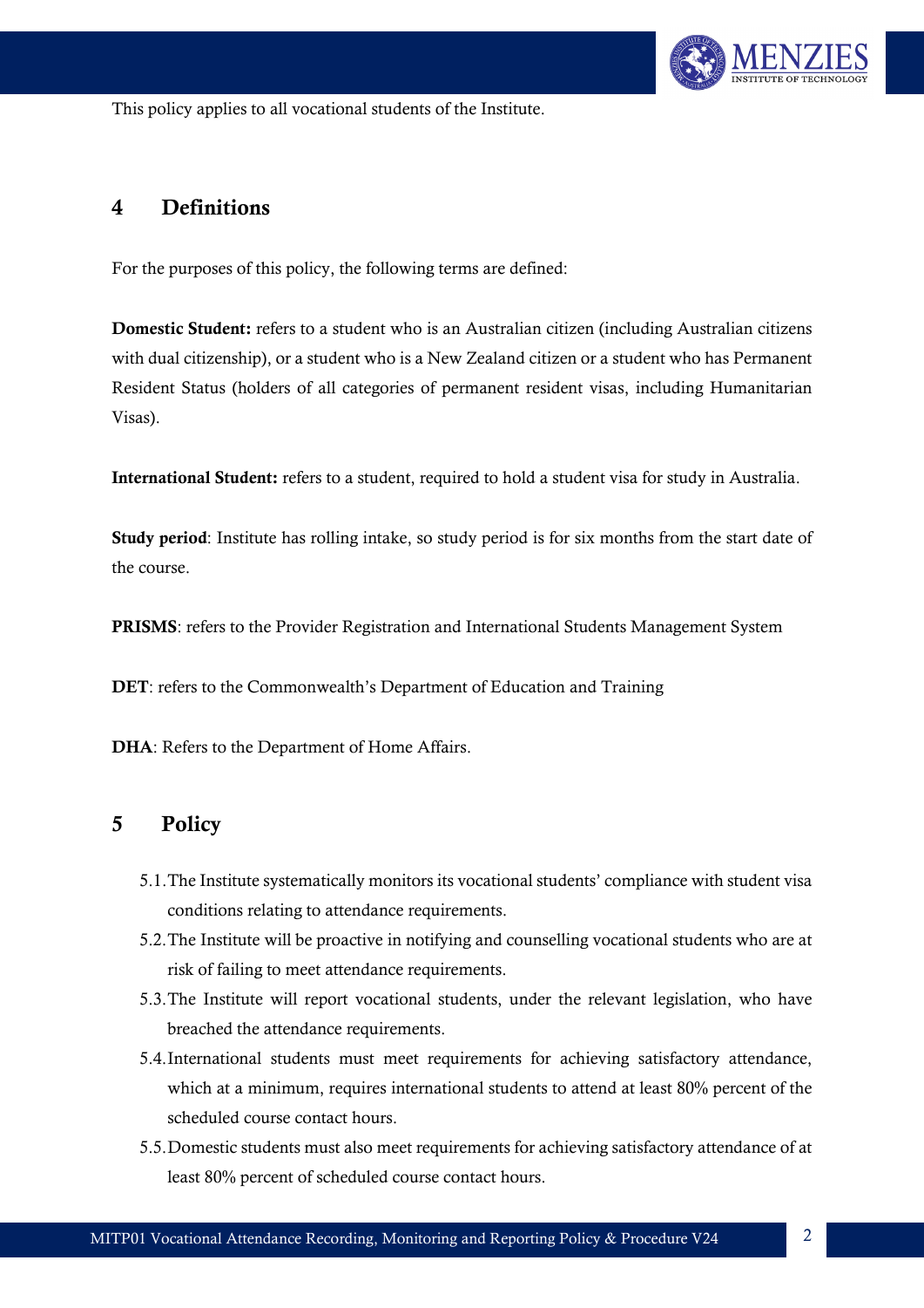This policy applies to all vocational students of the Institute.

## 4 Definitions

For the purposes of this policy, the following terms are defined:

**Domestic Student:** refers to a student who is an Australian citizen (including Australian citizens with dual citizenship), or a student who is a New Zealand citizen or a student who has Permanent Resident Status (holders of all categories of permanent resident visas, including Humanitarian Visas).

**International Student:** refers to a student, required to hold a student visa for study in Australia.

**Study period**: Institute has rolling intake, so study period is for six months from the start date of the course.

**PRISMS**: refers to the Provider Registration and International Students Management System

**DET**: refers to the Commonwealth's Department of Education and Training

**DHA**: Refers to the Department of Home Affairs.

## 5 Policy

5.1. The Institute systematically monitors its vocational students' compliance with student visa conditions relating to attendance requirements.

5.2. The Institute will be proactive in notifying and counselling vocational students who are at risk of failing to meet attendance requirements.

5.3. The Institute will report vocational students, under the relevant legislation, who have breached the attendance requirements.

5.4. International students must meet requirements for achieving satisfactory attendance, which at a minimum, requires international students to attend at least 80% percent of the scheduled course contact hours.

5.5. Domestic students must also meet requirements for achieving satisfactory attendance of at least 80% percent of scheduled course contact hours.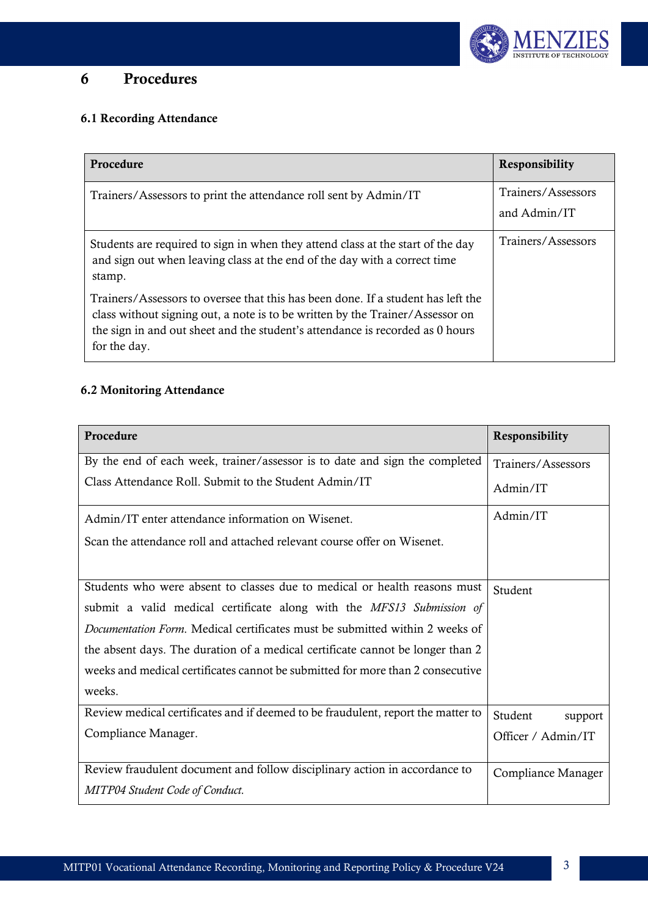# 6 Procedures

### 6.1 Recording Attendance

| Procedure | Responsibility |
|---|---|
| Trainers/Assessors to print the attendance roll sent by Admin/IT | Trainers/Assessors and Admin/IT |
| Students are required to sign in when they attend class at the start of the day and sign out when leaving class at the end of the day with a correct time stamp.<br><br>Trainers/Assessors to oversee that this has been done. If a student has left the class without signing out, a note is to be written by the Trainer/Assessor on the sign in and out sheet and the student's attendance is recorded as 0 hours for the day. | Trainers/Assessors |

### 6.2 Monitoring Attendance

| Procedure | Responsibility |
|---|---|
| By the end of each week, trainer/assessor is to date and sign the completed Class Attendance Roll. Submit to the Student Admin/IT | Trainers/Assessors Admin/IT |
| Admin/IT enter attendance information on Wisenet.<br><br>Scan the attendance roll and attached relevant course offer on Wisenet. | Admin/IT |
| Students who were absent to classes due to medical or health reasons must submit a valid medical certificate along with the *MFS13 Submission of Documentation Form.* Medical certificates must be submitted within 2 weeks of the absent days. The duration of a medical certificate cannot be longer than 2 weeks and medical certificates cannot be submitted for more than 2 consecutive weeks. | Student |
| Review medical certificates and if deemed to be fraudulent, report the matter to Compliance Manager. | Student support Officer / Admin/IT |
| Review fraudulent document and follow disciplinary action in accordance to *MITP04 Student Code of Conduct.* | Compliance Manager |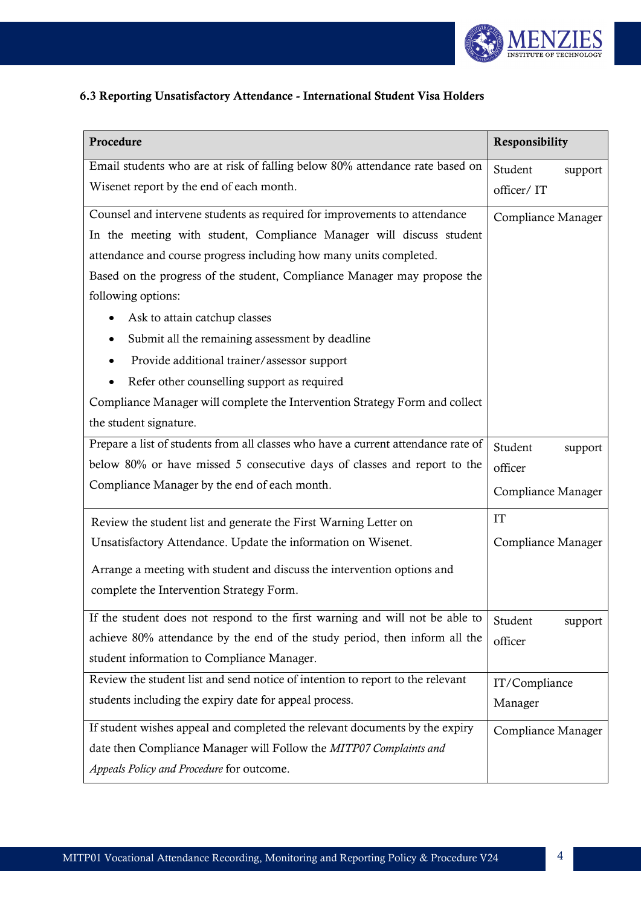### 6.3 Reporting Unsatisfactory Attendance - International Student Visa Holders

| Procedure | Responsibility |
|---|---|
| Email students who are at risk of falling below 80% attendance rate based on Wisenet report by the end of each month. | Student support officer/ IT |
| Counsel and intervene students as required for improvements to attendance<br>In the meeting with student, Compliance Manager will discuss student attendance and course progress including how many units completed.<br>Based on the progress of the student, Compliance Manager may propose the following options:<br>• Ask to attain catchup classes<br>• Submit all the remaining assessment by deadline<br>• Provide additional trainer/assessor support<br>• Refer other counselling support as required<br>Compliance Manager will complete the Intervention Strategy Form and collect the student signature. | Compliance Manager |
| Prepare a list of students from all classes who have a current attendance rate of below 80% or have missed 5 consecutive days of classes and report to the Compliance Manager by the end of each month. | Student support officer<br>Compliance Manager |
| Review the student list and generate the First Warning Letter on Unsatisfactory Attendance. Update the information on Wisenet.<br>Arrange a meeting with student and discuss the intervention options and complete the Intervention Strategy Form. | IT<br>Compliance Manager |
| If the student does not respond to the first warning and will not be able to achieve 80% attendance by the end of the study period, then inform all the student information to Compliance Manager. | Student support officer |
| Review the student list and send notice of intention to report to the relevant students including the expiry date for appeal process. | IT/Compliance Manager |
| If student wishes appeal and completed the relevant documents by the expiry date then Compliance Manager will Follow the *MITP07 Complaints and Appeals Policy and Procedure* for outcome. | Compliance Manager |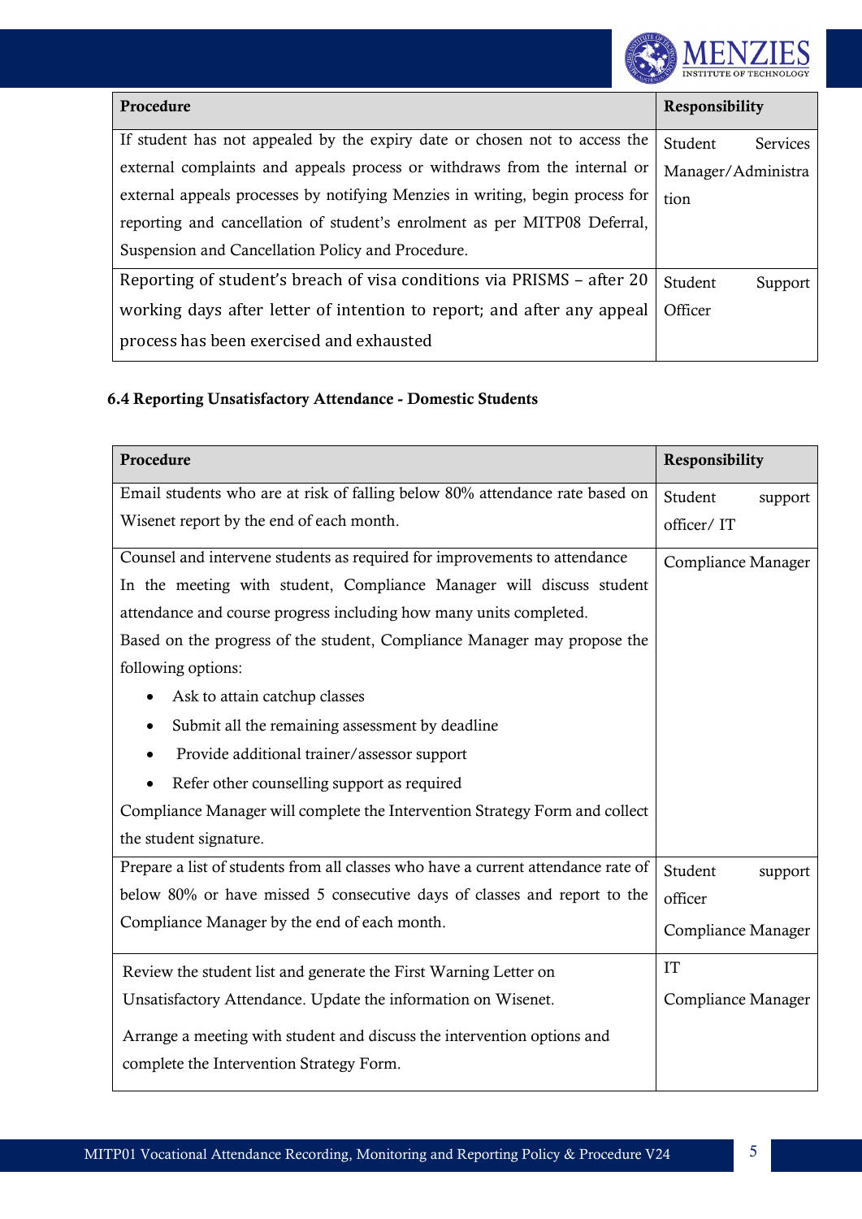| Procedure | Responsibility |
| --- | --- |
| If student has not appealed by the expiry date or chosen not to access the external complaints and appeals process or withdraws from the internal or external appeals processes by notifying Menzies in writing, begin process for reporting and cancellation of student's enrolment as per MITP08 Deferral, Suspension and Cancellation Policy and Procedure. | Student Services Manager/Administration |
| Reporting of student's breach of visa conditions via PRISMS – after 20 working days after letter of intention to report; and after any appeal process has been exercised and exhausted | Student Support Officer |

### 6.4 Reporting Unsatisfactory Attendance - Domestic Students

| Procedure | Responsibility |
| --- | --- |
| Email students who are at risk of falling below 80% attendance rate based on Wisenet report by the end of each month. | Student support officer/ IT |
| Counsel and intervene students as required for improvements to attendance<br>In the meeting with student, Compliance Manager will discuss student attendance and course progress including how many units completed.<br>Based on the progress of the student, Compliance Manager may propose the following options:<br>• Ask to attain catchup classes<br>• Submit all the remaining assessment by deadline<br>• Provide additional trainer/assessor support<br>• Refer other counselling support as required<br>Compliance Manager will complete the Intervention Strategy Form and collect the student signature. | Compliance Manager |
| Prepare a list of students from all classes who have a current attendance rate of below 80% or have missed 5 consecutive days of classes and report to the Compliance Manager by the end of each month. | Student support officer<br>Compliance Manager |
| Review the student list and generate the First Warning Letter on Unsatisfactory Attendance. Update the information on Wisenet.<br>Arrange a meeting with student and discuss the intervention options and complete the Intervention Strategy Form. | IT<br>Compliance Manager |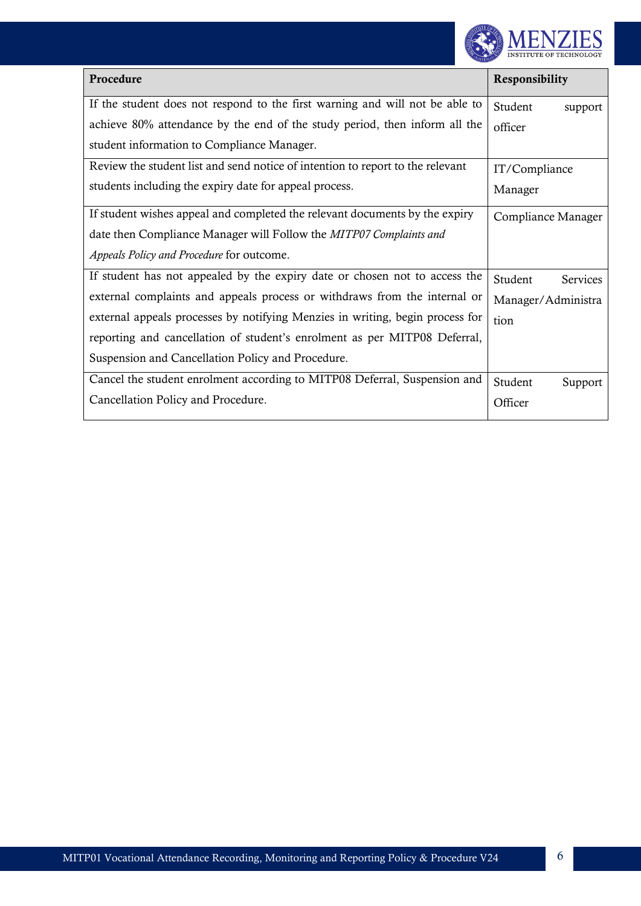| Procedure | Responsibility |
|---|---|
| If the student does not respond to the first warning and will not be able to achieve 80% attendance by the end of the study period, then inform all the student information to Compliance Manager. | Student support officer |
| Review the student list and send notice of intention to report to the relevant students including the expiry date for appeal process. | IT/Compliance Manager |
| If student wishes appeal and completed the relevant documents by the expiry date then Compliance Manager will Follow the *MITP07 Complaints and Appeals Policy and Procedure* for outcome. | Compliance Manager |
| If student has not appealed by the expiry date or chosen not to access the external complaints and appeals process or withdraws from the internal or external appeals processes by notifying Menzies in writing, begin process for reporting and cancellation of student's enrolment as per MITP08 Deferral, Suspension and Cancellation Policy and Procedure. | Student Services Manager/Administration |
| Cancel the student enrolment according to MITP08 Deferral, Suspension and Cancellation Policy and Procedure. | Student Support Officer |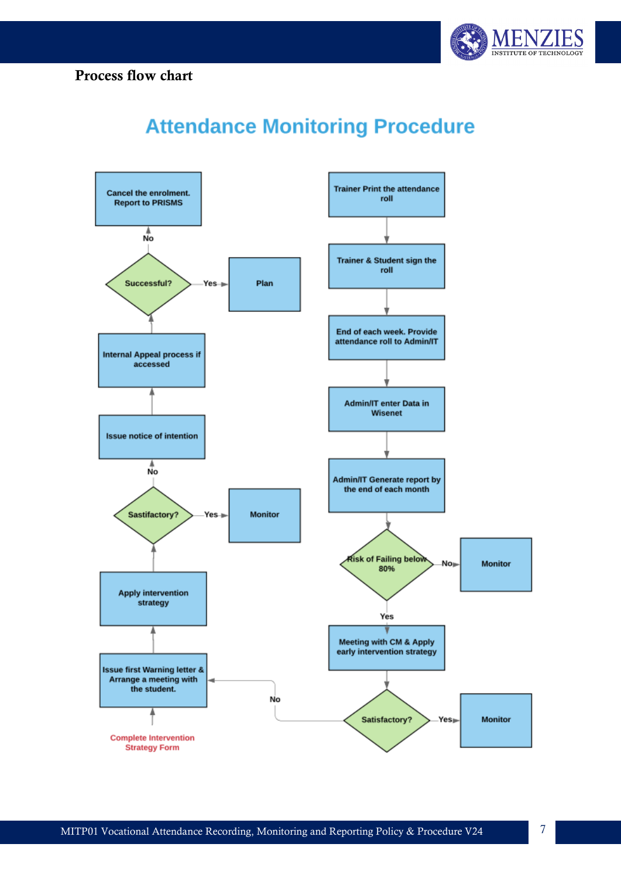Process flow chart

## Attendance Monitoring Procedure

Trainer Print the attendance roll

Trainer & Student sign the roll

End of each week. Provide attendance roll to Admin/IT

Admin/IT enter Data in Wisenet

Admin/IT Generate report by the end of each month

Risk of Failing below 80%

No → Monitor

Yes

Meeting with CM & Apply early intervention strategy

Satisfactory?

Yes → Monitor

No

Issue first Warning letter & Arrange a meeting with the student.

Complete Intervention Strategy Form

Apply intervention strategy

Sastifactory?

Yes → Monitor

No

Issue notice of intention

Internal Appeal process if accessed

Successful?

Yes → Plan

No

Cancel the enrolment. Report to PRISMS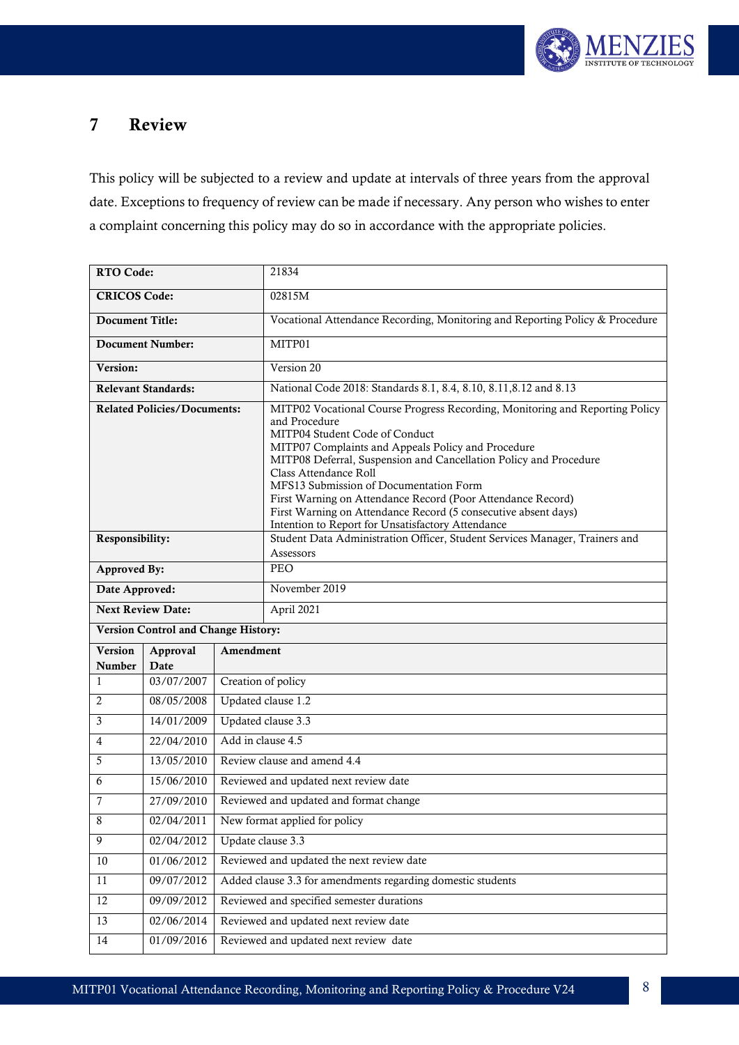# 7 Review

This policy will be subjected to a review and update at intervals of three years from the approval date. Exceptions to frequency of review can be made if necessary. Any person who wishes to enter a complaint concerning this policy may do so in accordance with the appropriate policies.

| **RTO Code:** | 21834 |
|---|---|
| **CRICOS Code:** | 02815M |
| **Document Title:** | Vocational Attendance Recording, Monitoring and Reporting Policy & Procedure |
| **Document Number:** | MITP01 |
| **Version:** | Version 20 |
| **Relevant Standards:** | National Code 2018: Standards 8.1, 8.4, 8.10, 8.11,8.12 and 8.13 |
| **Related Policies/Documents:** | MITP02 Vocational Course Progress Recording, Monitoring and Reporting Policy and Procedure<br>MITP04 Student Code of Conduct<br>MITP07 Complaints and Appeals Policy and Procedure<br>MITP08 Deferral, Suspension and Cancellation Policy and Procedure<br>Class Attendance Roll<br>MFS13 Submission of Documentation Form<br>First Warning on Attendance Record (Poor Attendance Record)<br>First Warning on Attendance Record (5 consecutive absent days)<br>Intention to Report for Unsatisfactory Attendance |
| **Responsibility:** | Student Data Administration Officer, Student Services Manager, Trainers and Assessors |
| **Approved By:** | PEO |
| **Date Approved:** | November 2019 |
| **Next Review Date:** | April 2021 |

**Version Control and Change History:**

| Version Number | Approval Date | Amendment |
|---|---|---|
| 1 | 03/07/2007 | Creation of policy |
| 2 | 08/05/2008 | Updated clause 1.2 |
| 3 | 14/01/2009 | Updated clause 3.3 |
| 4 | 22/04/2010 | Add in clause 4.5 |
| 5 | 13/05/2010 | Review clause and amend 4.4 |
| 6 | 15/06/2010 | Reviewed and updated next review date |
| 7 | 27/09/2010 | Reviewed and updated and format change |
| 8 | 02/04/2011 | New format applied for policy |
| 9 | 02/04/2012 | Update clause 3.3 |
| 10 | 01/06/2012 | Reviewed and updated the next review date |
| 11 | 09/07/2012 | Added clause 3.3 for amendments regarding domestic students |
| 12 | 09/09/2012 | Reviewed and specified semester durations |
| 13 | 02/06/2014 | Reviewed and updated next review date |
| 14 | 01/09/2016 | Reviewed and updated next review date |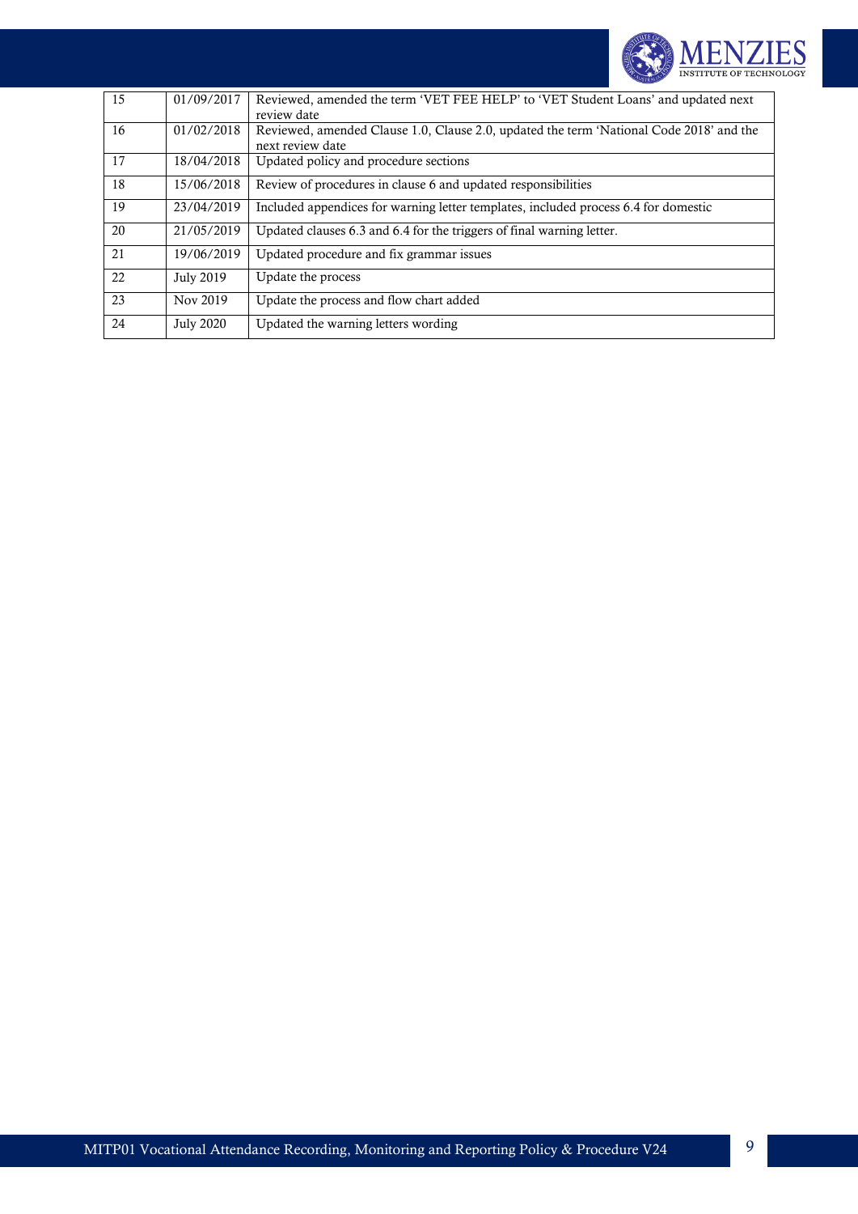| | | |
|---|---|---|
| 15 | 01/09/2017 | Reviewed, amended the term 'VET FEE HELP' to 'VET Student Loans' and updated next review date |
| 16 | 01/02/2018 | Reviewed, amended Clause 1.0, Clause 2.0, updated the term 'National Code 2018' and the next review date |
| 17 | 18/04/2018 | Updated policy and procedure sections |
| 18 | 15/06/2018 | Review of procedures in clause 6 and updated responsibilities |
| 19 | 23/04/2019 | Included appendices for warning letter templates, included process 6.4 for domestic |
| 20 | 21/05/2019 | Updated clauses 6.3 and 6.4 for the triggers of final warning letter. |
| 21 | 19/06/2019 | Updated procedure and fix grammar issues |
| 22 | July 2019 | Update the process |
| 23 | Nov 2019 | Update the process and flow chart added |
| 24 | July 2020 | Updated the warning letters wording |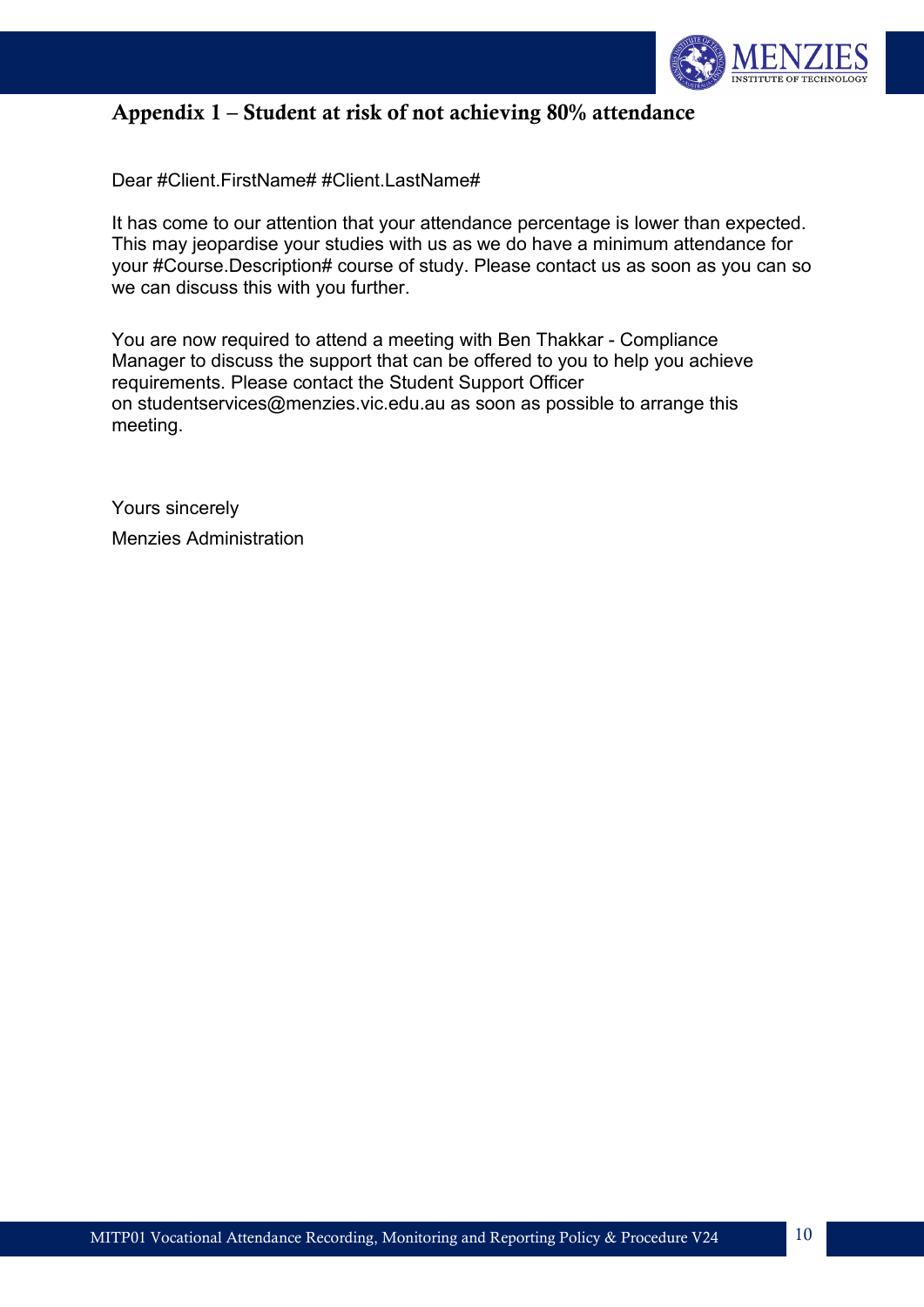## Appendix 1 – Student at risk of not achieving 80% attendance

Dear #Client.FirstName# #Client.LastName#

It has come to our attention that your attendance percentage is lower than expected. This may jeopardise your studies with us as we do have a minimum attendance for your #Course.Description# course of study. Please contact us as soon as you can so we can discuss this with you further.

You are now required to attend a meeting with Ben Thakkar - Compliance Manager to discuss the support that can be offered to you to help you achieve requirements. Please contact the Student Support Officer on studentservices@menzies.vic.edu.au as soon as possible to arrange this meeting.

Yours sincerely

Menzies Administration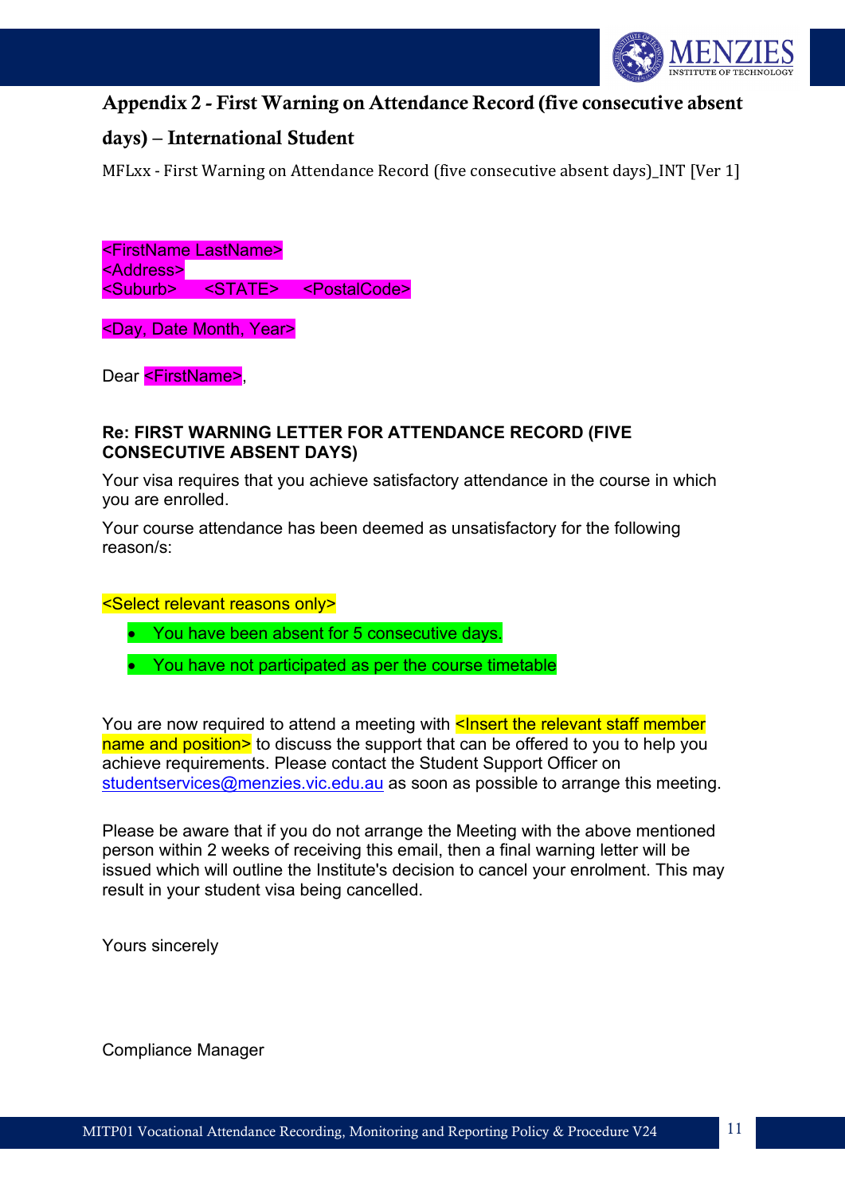## Appendix 2 - First Warning on Attendance Record (five consecutive absent days) – International Student

MFLxx - First Warning on Attendance Record (five consecutive absent days)_INT [Ver 1]

<FirstName LastName>
<Address>
<Suburb> <STATE> <PostalCode>

<Day, Date Month, Year>

Dear <FirstName>,

**Re: FIRST WARNING LETTER FOR ATTENDANCE RECORD (FIVE CONSECUTIVE ABSENT DAYS)**

Your visa requires that you achieve satisfactory attendance in the course in which you are enrolled.

Your course attendance has been deemed as unsatisfactory for the following reason/s:

<Select relevant reasons only>

- You have been absent for 5 consecutive days.
- You have not participated as per the course timetable

You are now required to attend a meeting with <Insert the relevant staff member name and position> to discuss the support that can be offered to you to help you achieve requirements. Please contact the Student Support Officer on studentservices@menzies.vic.edu.au as soon as possible to arrange this meeting.

Please be aware that if you do not arrange the Meeting with the above mentioned person within 2 weeks of receiving this email, then a final warning letter will be issued which will outline the Institute's decision to cancel your enrolment. This may result in your student visa being cancelled.

Yours sincerely

Compliance Manager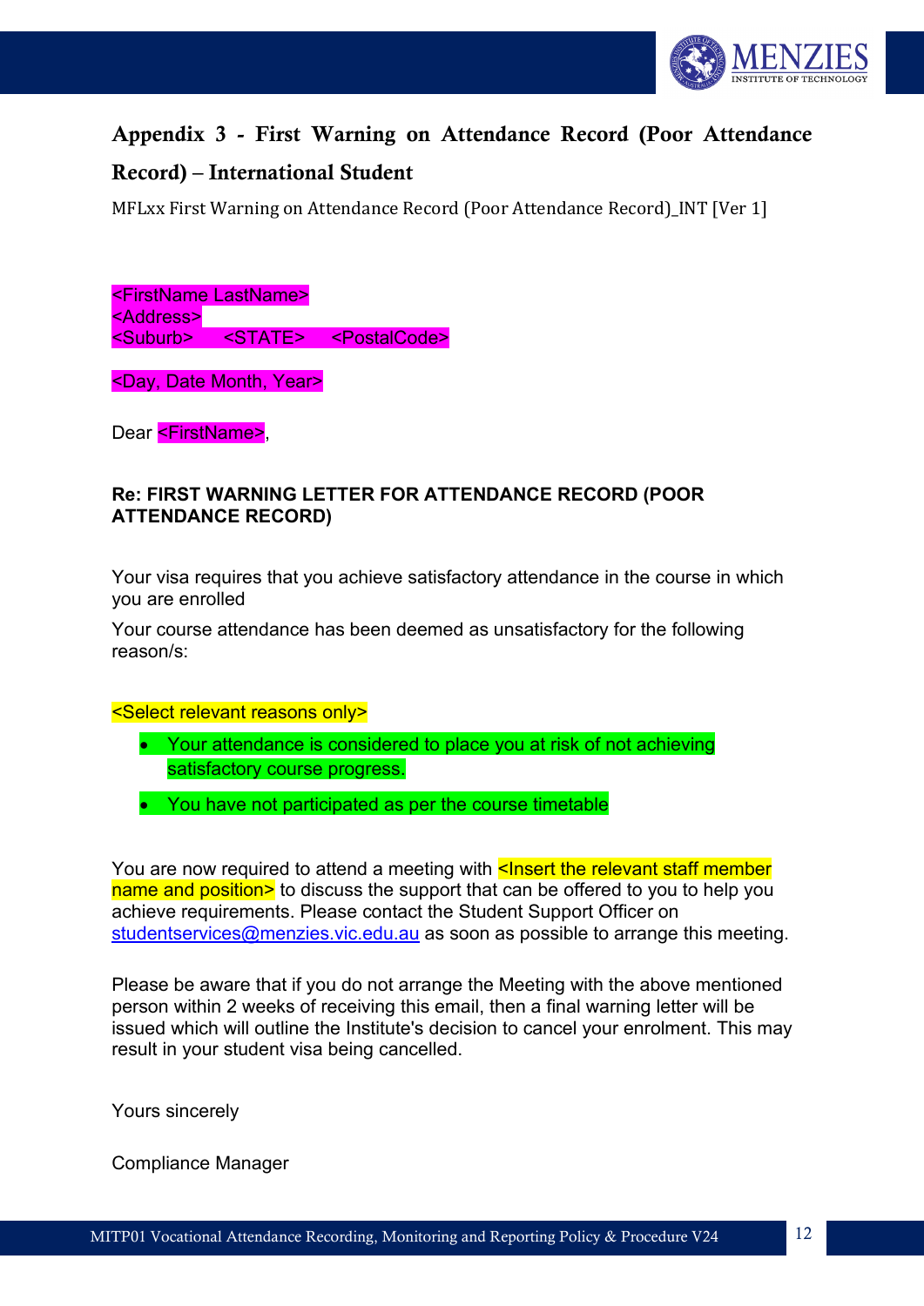## Appendix 3 - First Warning on Attendance Record (Poor Attendance Record) – International Student

MFLxx First Warning on Attendance Record (Poor Attendance Record)_INT [Ver 1]

<FirstName LastName>
<Address>
<Suburb>     <STATE>     <PostalCode>

<Day, Date Month, Year>

Dear <FirstName>,

**Re: FIRST WARNING LETTER FOR ATTENDANCE RECORD (POOR ATTENDANCE RECORD)**

Your visa requires that you achieve satisfactory attendance in the course in which you are enrolled

Your course attendance has been deemed as unsatisfactory for the following reason/s:

<Select relevant reasons only>

- Your attendance is considered to place you at risk of not achieving satisfactory course progress.
- You have not participated as per the course timetable

You are now required to attend a meeting with <Insert the relevant staff member name and position> to discuss the support that can be offered to you to help you achieve requirements. Please contact the Student Support Officer on studentservices@menzies.vic.edu.au as soon as possible to arrange this meeting.

Please be aware that if you do not arrange the Meeting with the above mentioned person within 2 weeks of receiving this email, then a final warning letter will be issued which will outline the Institute's decision to cancel your enrolment. This may result in your student visa being cancelled.

Yours sincerely

Compliance Manager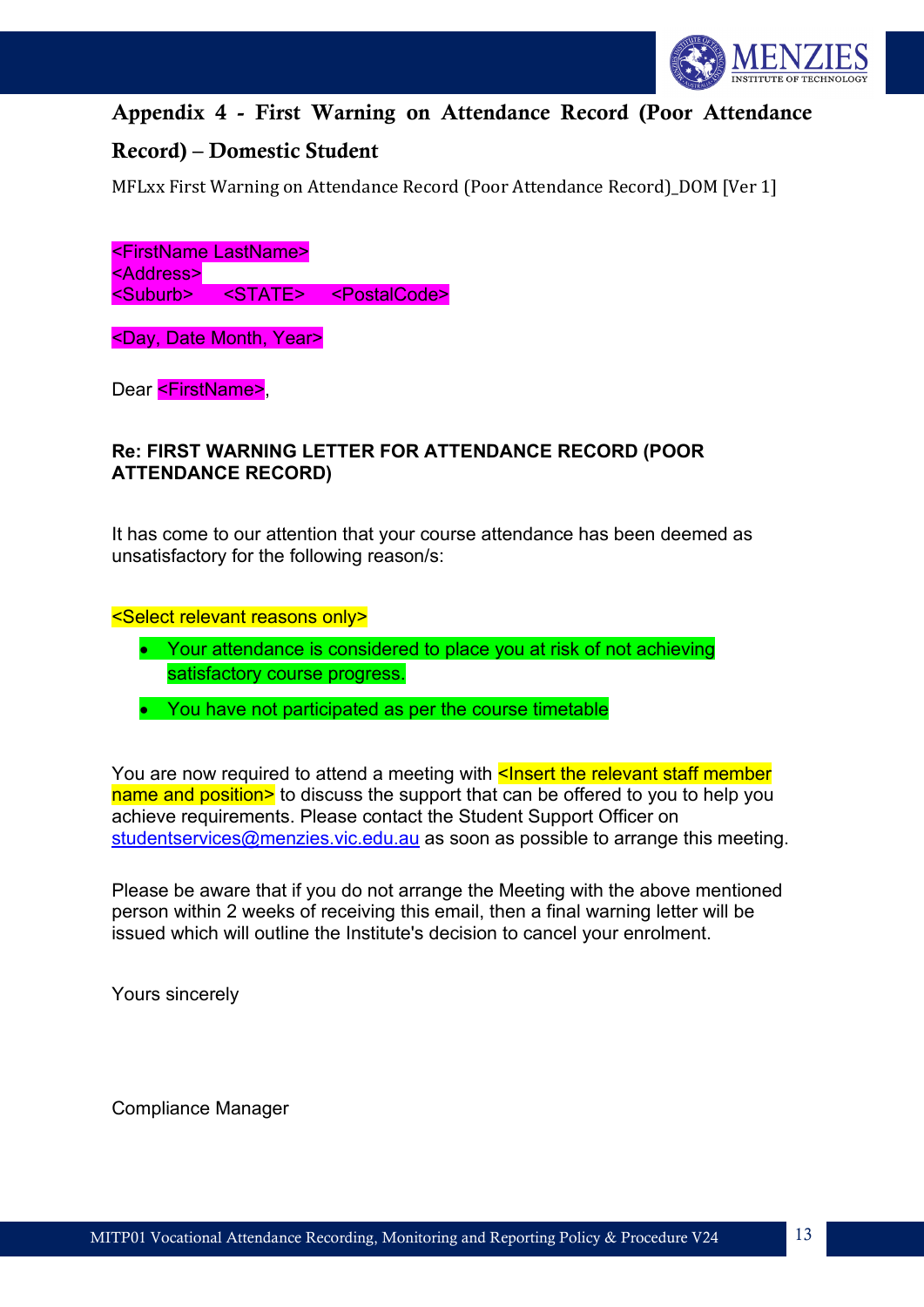## Appendix 4 - First Warning on Attendance Record (Poor Attendance Record) – Domestic Student

MFLxx First Warning on Attendance Record (Poor Attendance Record)_DOM [Ver 1]

<FirstName LastName>
<Address>
<Suburb>     <STATE>     <PostalCode>

<Day, Date Month, Year>

Dear <FirstName>,

**Re: FIRST WARNING LETTER FOR ATTENDANCE RECORD (POOR ATTENDANCE RECORD)**

It has come to our attention that your course attendance has been deemed as unsatisfactory for the following reason/s:

<Select relevant reasons only>

- Your attendance is considered to place you at risk of not achieving satisfactory course progress.
- You have not participated as per the course timetable

You are now required to attend a meeting with <Insert the relevant staff member name and position> to discuss the support that can be offered to you to help you achieve requirements. Please contact the Student Support Officer on studentservices@menzies.vic.edu.au as soon as possible to arrange this meeting.

Please be aware that if you do not arrange the Meeting with the above mentioned person within 2 weeks of receiving this email, then a final warning letter will be issued which will outline the Institute's decision to cancel your enrolment.

Yours sincerely

Compliance Manager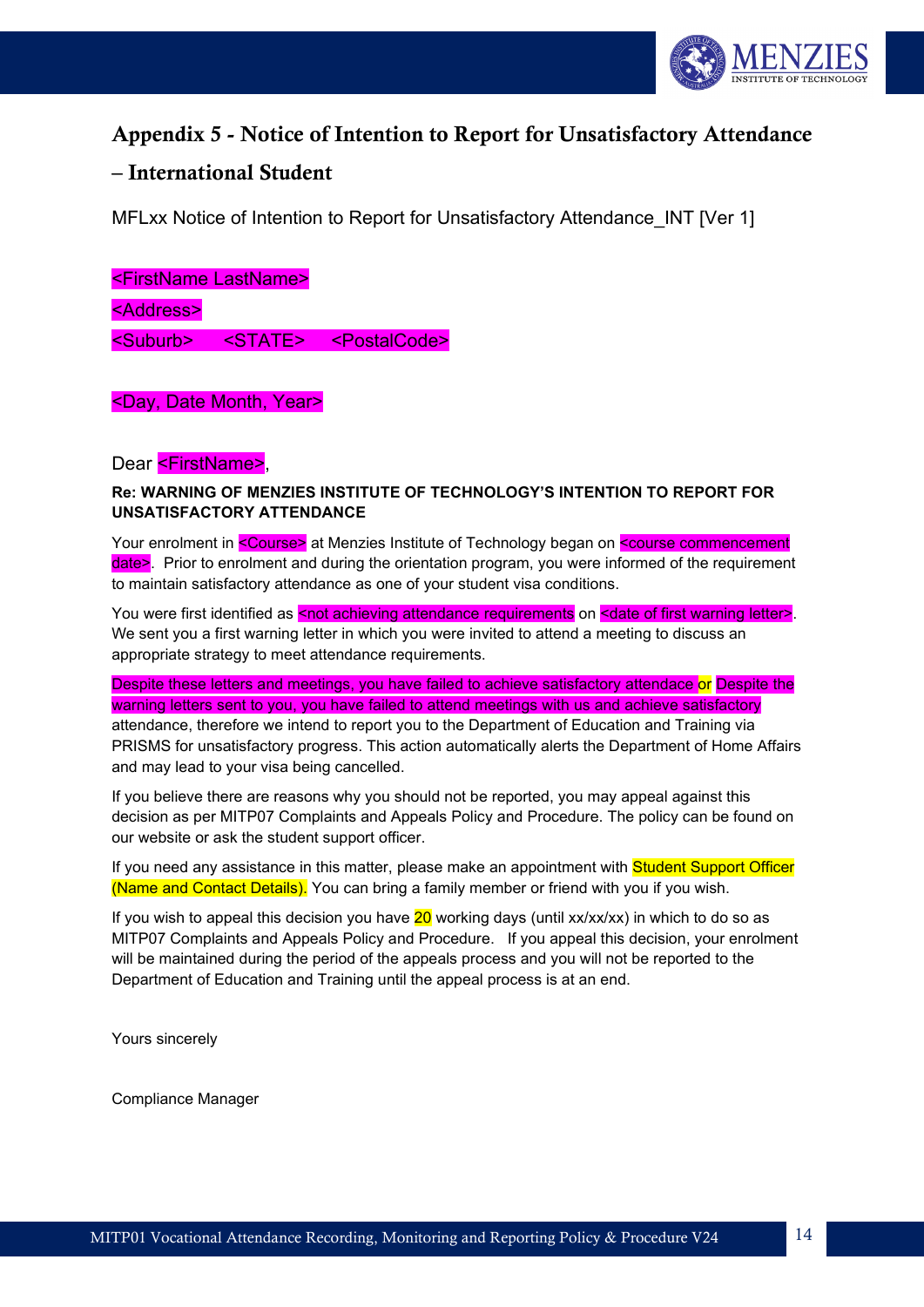## Appendix 5 - Notice of Intention to Report for Unsatisfactory Attendance – International Student

MFLxx Notice of Intention to Report for Unsatisfactory Attendance_INT [Ver 1]

<FirstName LastName>

<Address>

<Suburb> <STATE> <PostalCode>

<Day, Date Month, Year>

Dear <FirstName>,

**Re: WARNING OF MENZIES INSTITUTE OF TECHNOLOGY'S INTENTION TO REPORT FOR UNSATISFACTORY ATTENDANCE**

Your enrolment in <Course> at Menzies Institute of Technology began on <course commencement date>. Prior to enrolment and during the orientation program, you were informed of the requirement to maintain satisfactory attendance as one of your student visa conditions.

You were first identified as <not achieving attendance requirements on <date of first warning letter>. We sent you a first warning letter in which you were invited to attend a meeting to discuss an appropriate strategy to meet attendance requirements.

Despite these letters and meetings, you have failed to achieve satisfactory attendace or Despite the warning letters sent to you, you have failed to attend meetings with us and achieve satisfactory attendance, therefore we intend to report you to the Department of Education and Training via PRISMS for unsatisfactory progress. This action automatically alerts the Department of Home Affairs and may lead to your visa being cancelled.

If you believe there are reasons why you should not be reported, you may appeal against this decision as per MITP07 Complaints and Appeals Policy and Procedure. The policy can be found on our website or ask the student support officer.

If you need any assistance in this matter, please make an appointment with Student Support Officer (Name and Contact Details). You can bring a family member or friend with you if you wish.

If you wish to appeal this decision you have 20 working days (until xx/xx/xx) in which to do so as MITP07 Complaints and Appeals Policy and Procedure. If you appeal this decision, your enrolment will be maintained during the period of the appeals process and you will not be reported to the Department of Education and Training until the appeal process is at an end.

Yours sincerely

Compliance Manager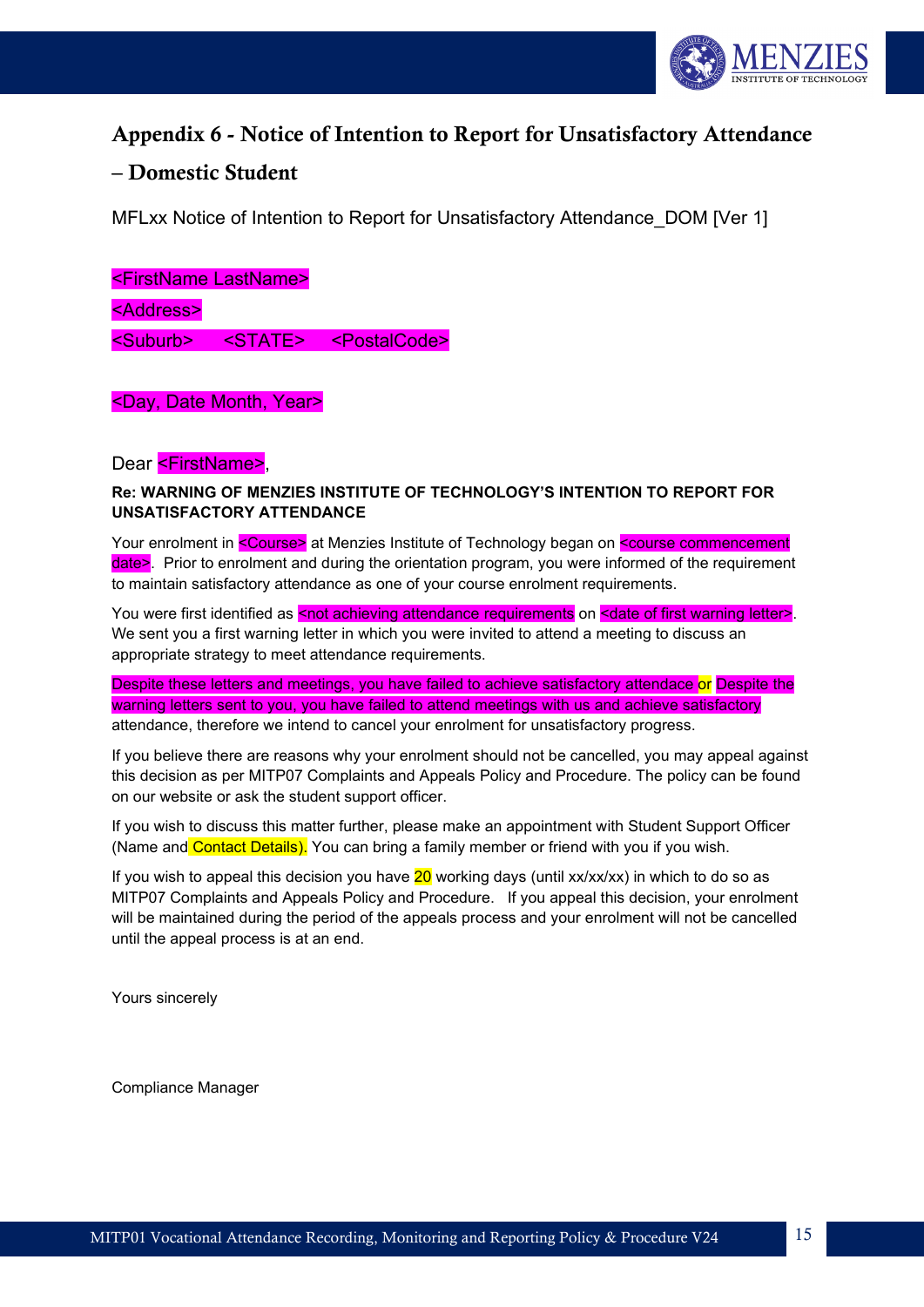## Appendix 6 - Notice of Intention to Report for Unsatisfactory Attendance – Domestic Student

MFLxx Notice of Intention to Report for Unsatisfactory Attendance_DOM [Ver 1]

<FirstName LastName>

<Address>

<Suburb> <STATE> <PostalCode>

<Day, Date Month, Year>

Dear <FirstName>,

**Re: WARNING OF MENZIES INSTITUTE OF TECHNOLOGY'S INTENTION TO REPORT FOR UNSATISFACTORY ATTENDANCE**

Your enrolment in <Course> at Menzies Institute of Technology began on <course commencement date>. Prior to enrolment and during the orientation program, you were informed of the requirement to maintain satisfactory attendance as one of your course enrolment requirements.

You were first identified as <not achieving attendance requirements on <date of first warning letter>. We sent you a first warning letter in which you were invited to attend a meeting to discuss an appropriate strategy to meet attendance requirements.

Despite these letters and meetings, you have failed to achieve satisfactory attendace or Despite the warning letters sent to you, you have failed to attend meetings with us and achieve satisfactory attendance, therefore we intend to cancel your enrolment for unsatisfactory progress.

If you believe there are reasons why your enrolment should not be cancelled, you may appeal against this decision as per MITP07 Complaints and Appeals Policy and Procedure. The policy can be found on our website or ask the student support officer.

If you wish to discuss this matter further, please make an appointment with Student Support Officer (Name and Contact Details). You can bring a family member or friend with you if you wish.

If you wish to appeal this decision you have 20 working days (until xx/xx/xx) in which to do so as MITP07 Complaints and Appeals Policy and Procedure. If you appeal this decision, your enrolment will be maintained during the period of the appeals process and your enrolment will not be cancelled until the appeal process is at an end.

Yours sincerely

Compliance Manager